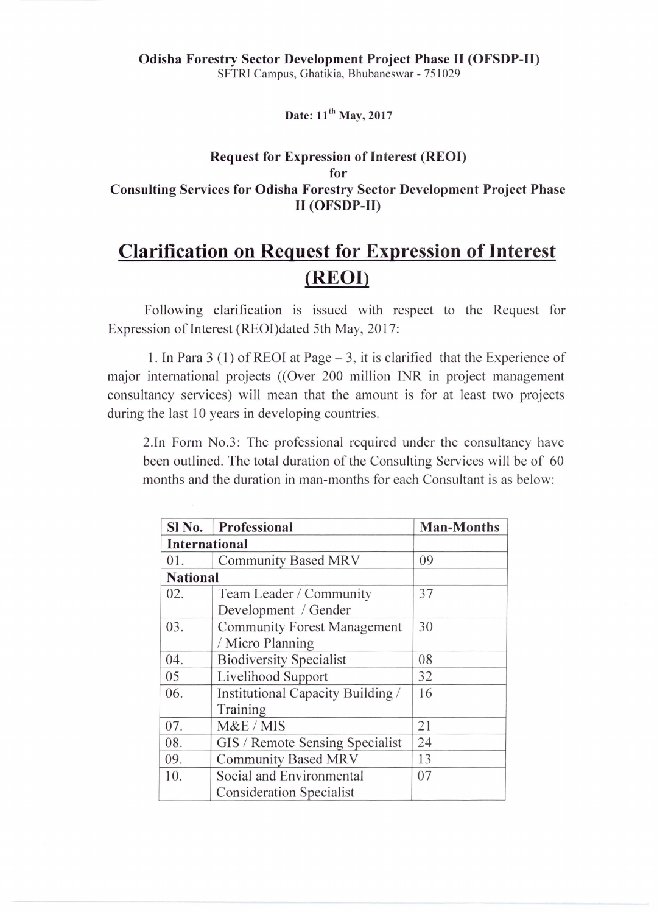**Odisha Forestry Sector Development Project Phase II (OFSDP-II)**
SFTRI Campus, Ghatikia, Bhubaneswar - 751029

**Date: 11th May, 2017**

**Request for Expression of Interest (REOI)**
**for**
**Consulting Services for Odisha Forestry Sector Development Project Phase II (OFSDP-II)**

# Clarification on Request for Expression of Interest (REOI)

Following clarification is issued with respect to the Request for Expression of Interest (REOI)dated 5th May, 2017:

1. In Para 3 (1) of REOI at Page – 3, it is clarified that the Experience of major international projects ((Over 200 million INR in project management consultancy services) will mean that the amount is for at least two projects during the last 10 years in developing countries.

2.In Form No.3: The professional required under the consultancy have been outlined. The total duration of the Consulting Services will be of 60 months and the duration in man-months for each Consultant is as below:

| Sl No. | Professional | Man-Months |
|---|---|---|
| **International** | | |
| 01. | Community Based MRV | 09 |
| **National** | | |
| 02. | Team Leader / Community Development / Gender | 37 |
| 03. | Community Forest Management / Micro Planning | 30 |
| 04. | Biodiversity Specialist | 08 |
| 05 | Livelihood Support | 32 |
| 06. | Institutional Capacity Building / Training | 16 |
| 07. | M&E / MIS | 21 |
| 08. | GIS / Remote Sensing Specialist | 24 |
| 09. | Community Based MRV | 13 |
| 10. | Social and Environmental Consideration Specialist | 07 |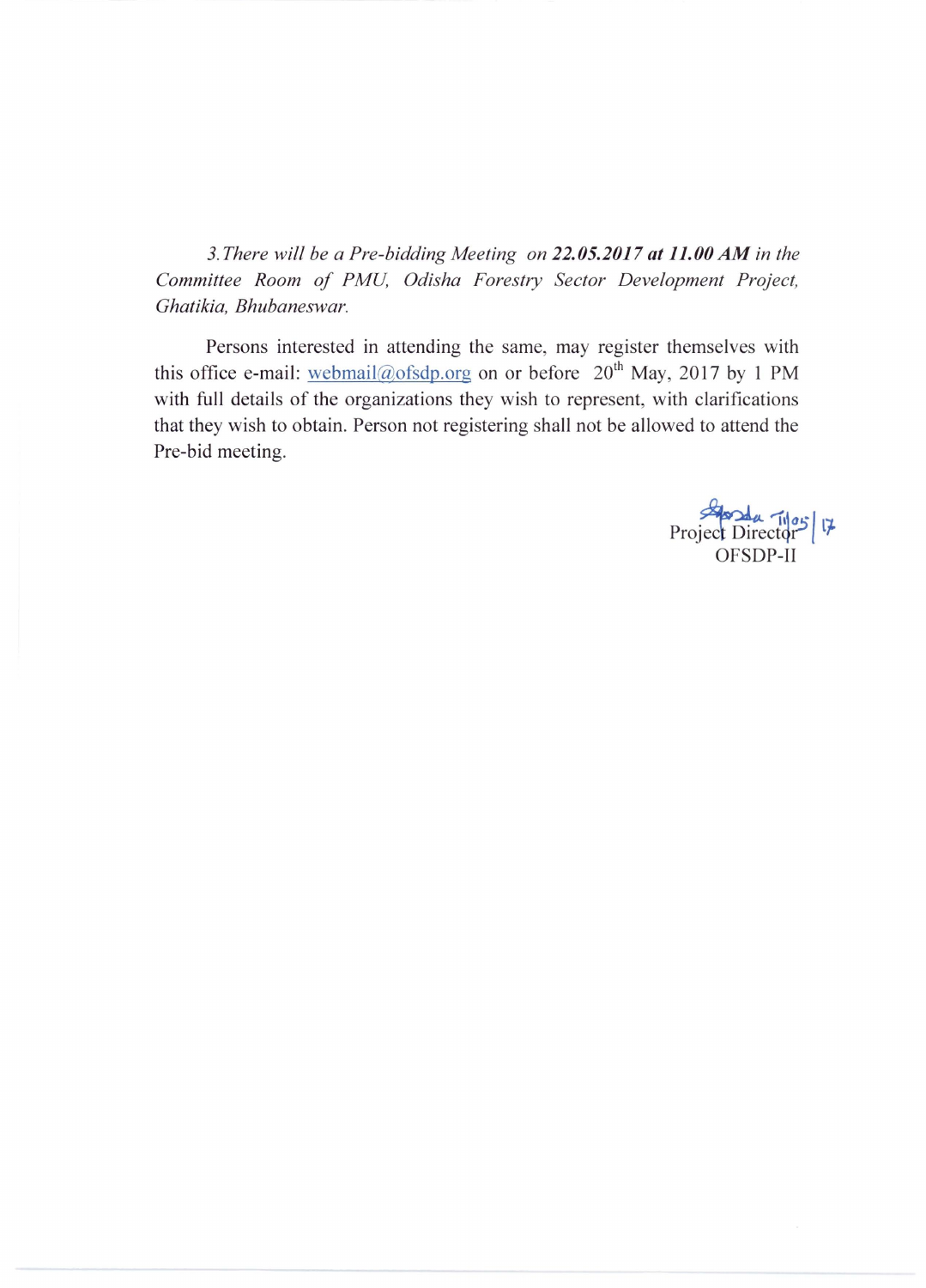*3. There will be a Pre-bidding Meeting on **22.05.2017 at 11.00 AM** in the Committee Room of PMU, Odisha Forestry Sector Development Project, Ghatikia, Bhubaneswar.*

Persons interested in attending the same, may register themselves with this office e-mail: webmail@ofsdp.org on or before 20th May, 2017 by 1 PM with full details of the organizations they wish to represent, with clarifications that they wish to obtain. Person not registering shall not be allowed to attend the Pre-bid meeting.

Project Director
OFSDP-II